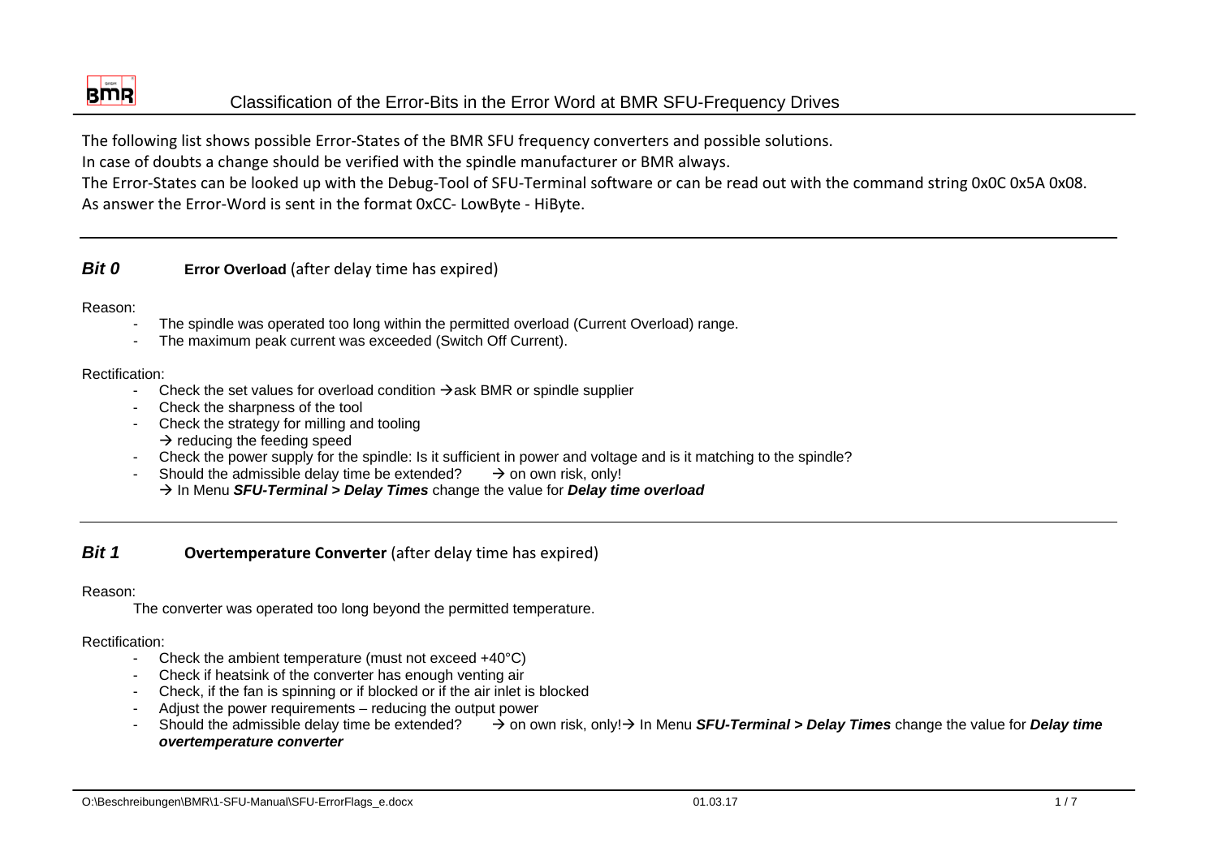# Classification of the Error-Bits in the Error Word at BMR SFU-Frequency Drives

The following list shows possible Error-States of the BMR SFU frequency converters and possible solutions.
In case of doubts a change should be verified with the spindle manufacturer or BMR always.
The Error-States can be looked up with the Debug-Tool of SFU-Terminal software or can be read out with the command string 0x0C 0x5A 0x08.
As answer the Error-Word is sent in the format 0xCC- LowByte - HiByte.

---

## *Bit 0* **Error Overload** (after delay time has expired)

Reason:

- The spindle was operated too long within the permitted overload (Current Overload) range.
- The maximum peak current was exceeded (Switch Off Current).

Rectification:

- Check the set values for overload condition → ask BMR or spindle supplier
- Check the sharpness of the tool
- Check the strategy for milling and tooling
  → reducing the feeding speed
- Check the power supply for the spindle: Is it sufficient in power and voltage and is it matching to the spindle?
- Should the admissible delay time be extended? → on own risk, only!
  → In Menu ***SFU-Terminal > Delay Times*** change the value for ***Delay time overload***

---

## *Bit 1* **Overtemperature Converter** (after delay time has expired)

Reason:

The converter was operated too long beyond the permitted temperature.

Rectification:

- Check the ambient temperature (must not exceed +40°C)
- Check if heatsink of the converter has enough venting air
- Check, if the fan is spinning or if blocked or if the air inlet is blocked
- Adjust the power requirements – reducing the output power
- Should the admissible delay time be extended? → on own risk, only!→ In Menu ***SFU-Terminal > Delay Times*** change the value for ***Delay time overtemperature converter***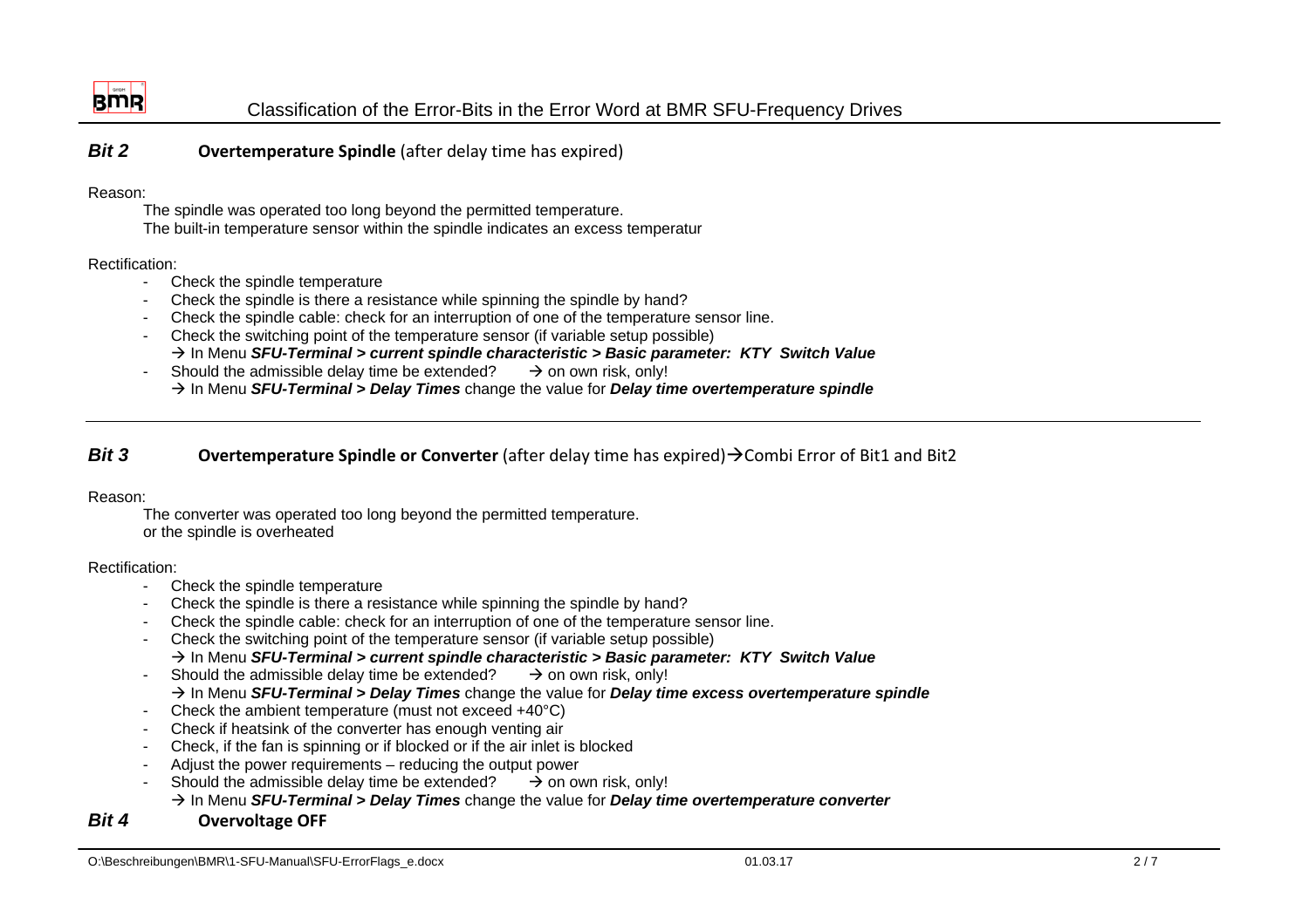## *Bit 2* **Overtemperature Spindle** (after delay time has expired)

Reason:

The spindle was operated too long beyond the permitted temperature.
The built-in temperature sensor within the spindle indicates an excess temperatur

Rectification:

- Check the spindle temperature
- Check the spindle is there a resistance while spinning the spindle by hand?
- Check the spindle cable: check for an interruption of one of the temperature sensor line.
- Check the switching point of the temperature sensor (if variable setup possible)
  → In Menu ***SFU-Terminal > current spindle characteristic > Basic parameter: KTY Switch Value***
- Should the admissible delay time be extended? → on own risk, only!
  → In Menu ***SFU-Terminal > Delay Times*** change the value for ***Delay time overtemperature spindle***

---

## *Bit 3* **Overtemperature Spindle or Converter** (after delay time has expired)→Combi Error of Bit1 and Bit2

Reason:

The converter was operated too long beyond the permitted temperature.
or the spindle is overheated

Rectification:

- Check the spindle temperature
- Check the spindle is there a resistance while spinning the spindle by hand?
- Check the spindle cable: check for an interruption of one of the temperature sensor line.
- Check the switching point of the temperature sensor (if variable setup possible)
  → In Menu ***SFU-Terminal > current spindle characteristic > Basic parameter: KTY Switch Value***
- Should the admissible delay time be extended? → on own risk, only!
  → In Menu ***SFU-Terminal > Delay Times*** change the value for ***Delay time excess overtemperature spindle***
- Check the ambient temperature (must not exceed +40°C)
- Check if heatsink of the converter has enough venting air
- Check, if the fan is spinning or if blocked or if the air inlet is blocked
- Adjust the power requirements – reducing the output power
- Should the admissible delay time be extended? → on own risk, only!
  → In Menu ***SFU-Terminal > Delay Times*** change the value for ***Delay time overtemperature converter***

## *Bit 4* **Overvoltage OFF**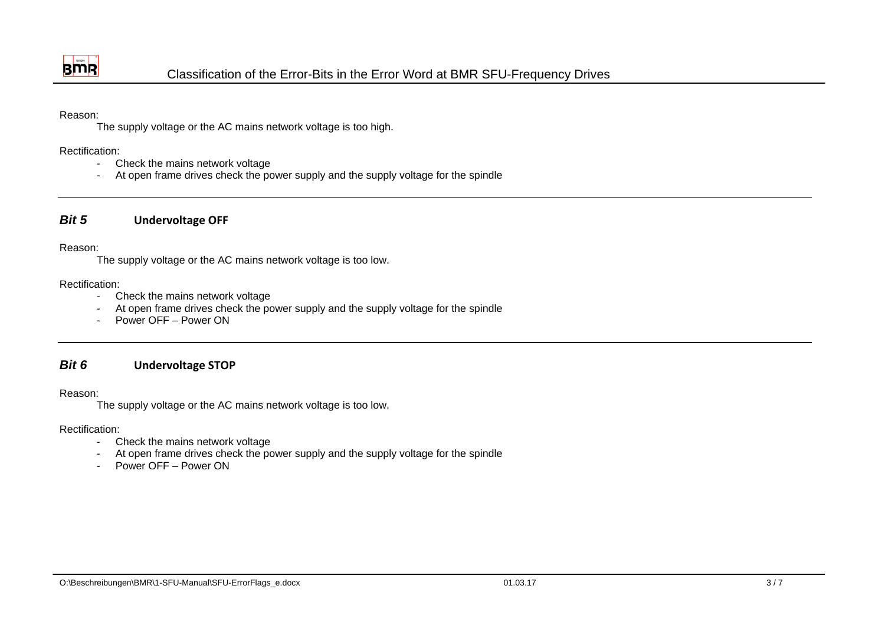Reason:

The supply voltage or the AC mains network voltage is too high.

Rectification:

- Check the mains network voltage
- At open frame drives check the power supply and the supply voltage for the spindle

---

### *Bit 5* **Undervoltage OFF**

Reason:

The supply voltage or the AC mains network voltage is too low.

Rectification:

- Check the mains network voltage
- At open frame drives check the power supply and the supply voltage for the spindle
- Power OFF – Power ON

---

### *Bit 6* **Undervoltage STOP**

Reason:

The supply voltage or the AC mains network voltage is too low.

Rectification:

- Check the mains network voltage
- At open frame drives check the power supply and the supply voltage for the spindle
- Power OFF – Power ON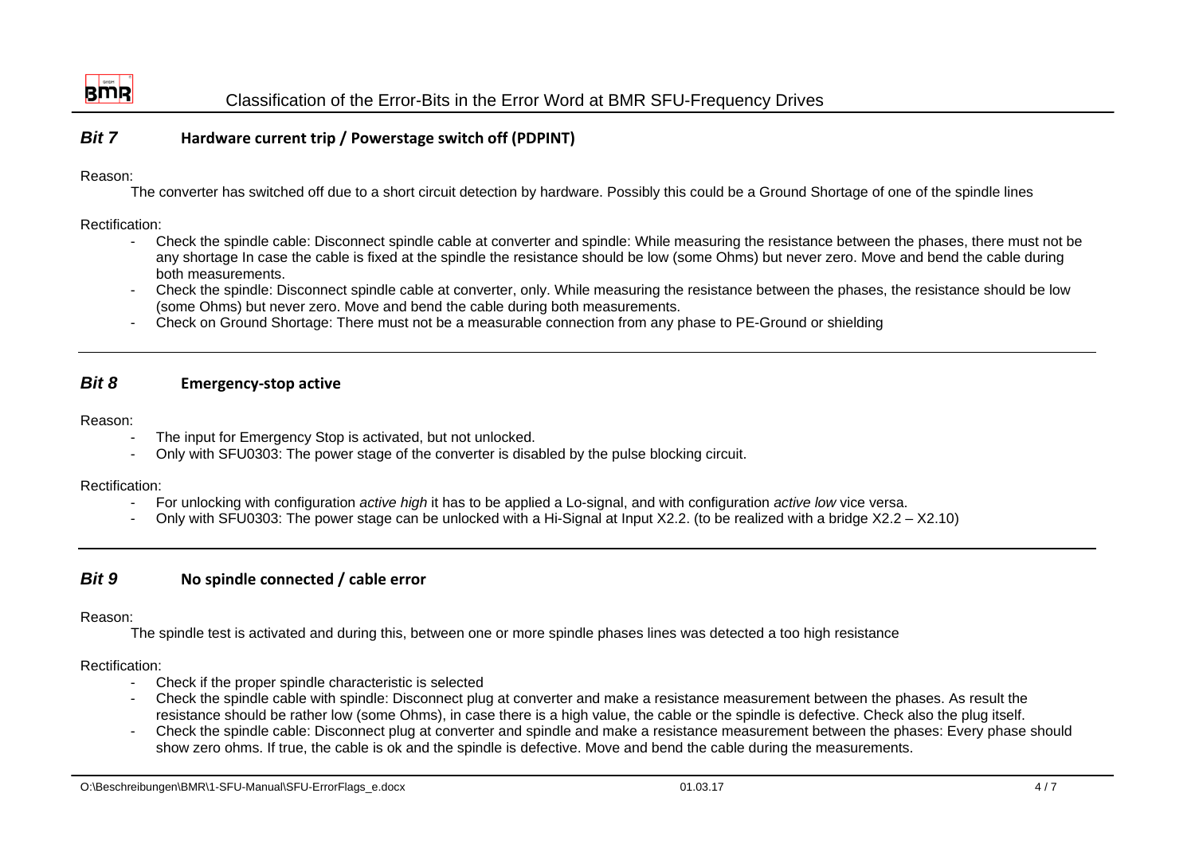## *Bit 7* **Hardware current trip / Powerstage switch off (PDPINT)**

Reason:

The converter has switched off due to a short circuit detection by hardware. Possibly this could be a Ground Shortage of one of the spindle lines

Rectification:

- Check the spindle cable: Disconnect spindle cable at converter and spindle: While measuring the resistance between the phases, there must not be any shortage In case the cable is fixed at the spindle the resistance should be low (some Ohms) but never zero. Move and bend the cable during both measurements.
- Check the spindle: Disconnect spindle cable at converter, only. While measuring the resistance between the phases, the resistance should be low (some Ohms) but never zero. Move and bend the cable during both measurements.
- Check on Ground Shortage: There must not be a measurable connection from any phase to PE-Ground or shielding

---

## *Bit 8* **Emergency-stop active**

Reason:

- The input for Emergency Stop is activated, but not unlocked.
- Only with SFU0303: The power stage of the converter is disabled by the pulse blocking circuit.

Rectification:

- For unlocking with configuration *active high* it has to be applied a Lo-signal, and with configuration *active low* vice versa.
- Only with SFU0303: The power stage can be unlocked with a Hi-Signal at Input X2.2. (to be realized with a bridge X2.2 – X2.10)

---

## *Bit 9* **No spindle connected / cable error**

Reason:

The spindle test is activated and during this, between one or more spindle phases lines was detected a too high resistance

Rectification:

- Check if the proper spindle characteristic is selected
- Check the spindle cable with spindle: Disconnect plug at converter and make a resistance measurement between the phases. As result the resistance should be rather low (some Ohms), in case there is a high value, the cable or the spindle is defective. Check also the plug itself.
- Check the spindle cable: Disconnect plug at converter and spindle and make a resistance measurement between the phases: Every phase should show zero ohms. If true, the cable is ok and the spindle is defective. Move and bend the cable during the measurements.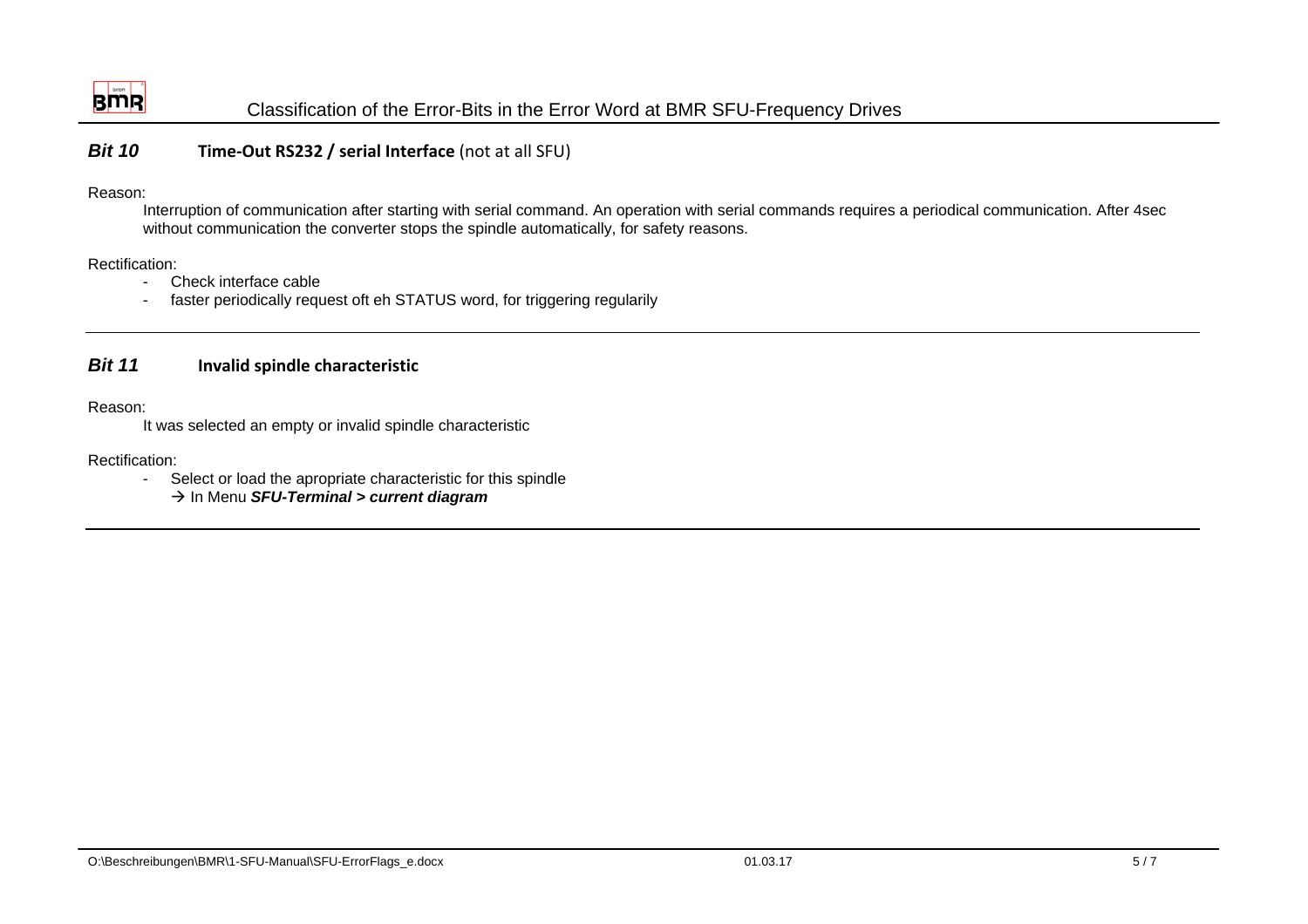## *Bit 10* **Time-Out RS232 / serial Interface** (not at all SFU)

Reason:

Interruption of communication after starting with serial command. An operation with serial commands requires a periodical communication. After 4sec without communication the converter stops the spindle automatically, for safety reasons.

Rectification:

- Check interface cable
- faster periodically request oft eh STATUS word, for triggering regularily

---

## *Bit 11* **Invalid spindle characteristic**

Reason:

It was selected an empty or invalid spindle characteristic

Rectification:

- Select or load the apropriate characteristic for this spindle
  → In Menu ***SFU-Terminal > current diagram***

---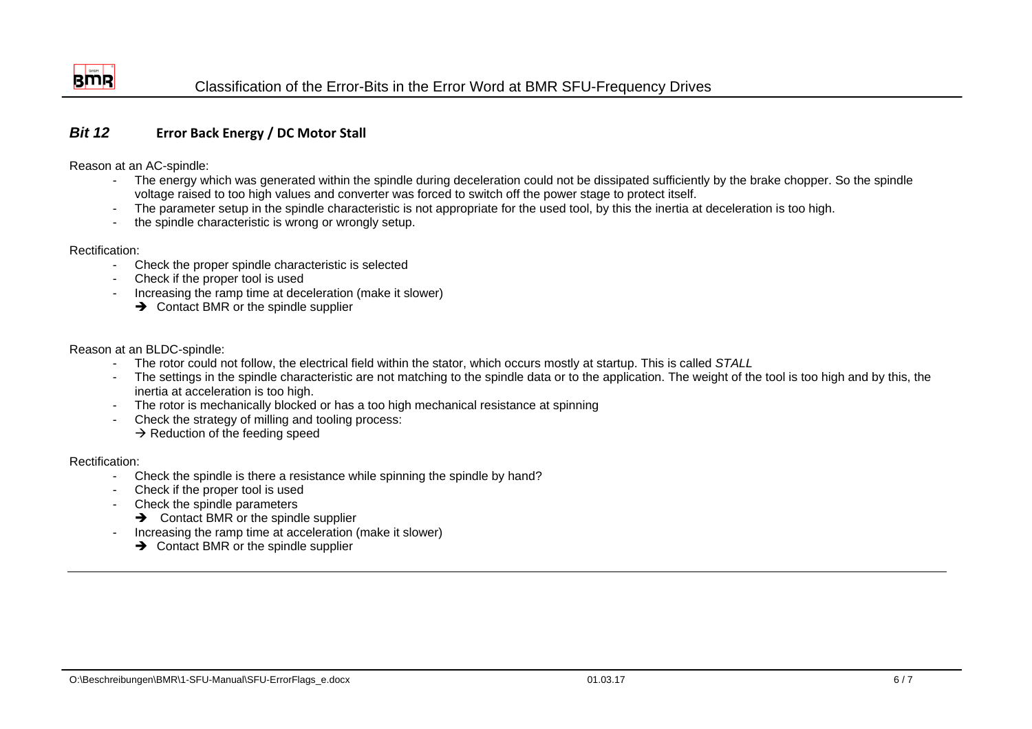## *Bit 12* Error Back Energy / DC Motor Stall

Reason at an AC-spindle:

- The energy which was generated within the spindle during deceleration could not be dissipated sufficiently by the brake chopper. So the spindle voltage raised to too high values and converter was forced to switch off the power stage to protect itself.
- The parameter setup in the spindle characteristic is not appropriate for the used tool, by this the inertia at deceleration is too high.
- the spindle characteristic is wrong or wrongly setup.

Rectification:

- Check the proper spindle characteristic is selected
- Check if the proper tool is used
- Increasing the ramp time at deceleration (make it slower)
  - ➔ Contact BMR or the spindle supplier

Reason at an BLDC-spindle:

- The rotor could not follow, the electrical field within the stator, which occurs mostly at startup. This is called *STALL*
- The settings in the spindle characteristic are not matching to the spindle data or to the application. The weight of the tool is too high and by this, the inertia at acceleration is too high.
- The rotor is mechanically blocked or has a too high mechanical resistance at spinning
- Check the strategy of milling and tooling process:
  → Reduction of the feeding speed

Rectification:

- Check the spindle is there a resistance while spinning the spindle by hand?
- Check if the proper tool is used
- Check the spindle parameters
  - ➔ Contact BMR or the spindle supplier
- Increasing the ramp time at acceleration (make it slower)
  - ➔ Contact BMR or the spindle supplier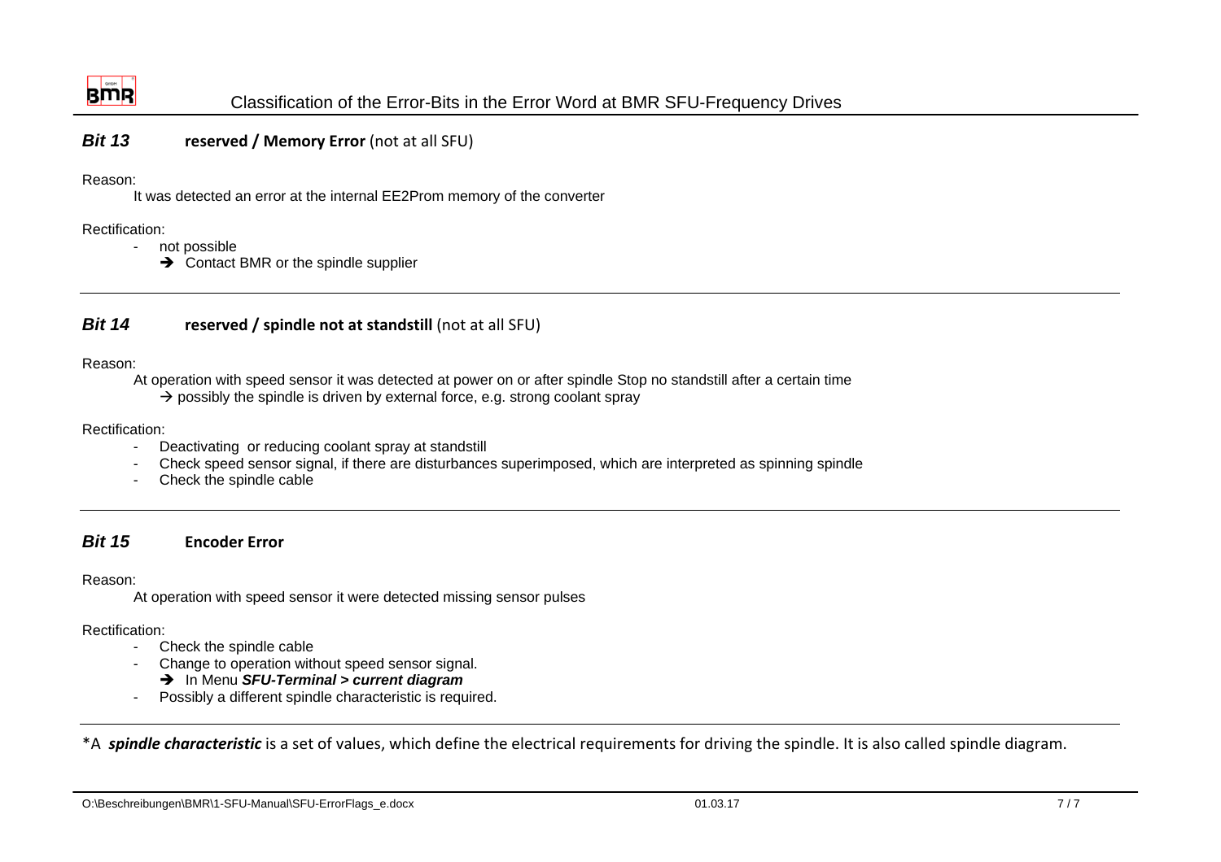## *Bit 13* **reserved / Memory Error** (not at all SFU)

Reason:

It was detected an error at the internal EE2Prom memory of the converter

Rectification:

- not possible
  - ➔ Contact BMR or the spindle supplier

---

## *Bit 14* **reserved / spindle not at standstill** (not at all SFU)

Reason:

At operation with speed sensor it was detected at power on or after spindle Stop no standstill after a certain time
→ possibly the spindle is driven by external force, e.g. strong coolant spray

Rectification:

- Deactivating or reducing coolant spray at standstill
- Check speed sensor signal, if there are disturbances superimposed, which are interpreted as spinning spindle
- Check the spindle cable

---

## *Bit 15* **Encoder Error**

Reason:

At operation with speed sensor it were detected missing sensor pulses

Rectification:

- Check the spindle cable
- Change to operation without speed sensor signal.
  - ➔ In Menu ***SFU-Terminal > current diagram***
- Possibly a different spindle characteristic is required.

---

*A ***spindle characteristic*** is a set of values, which define the electrical requirements for driving the spindle. It is also called spindle diagram.